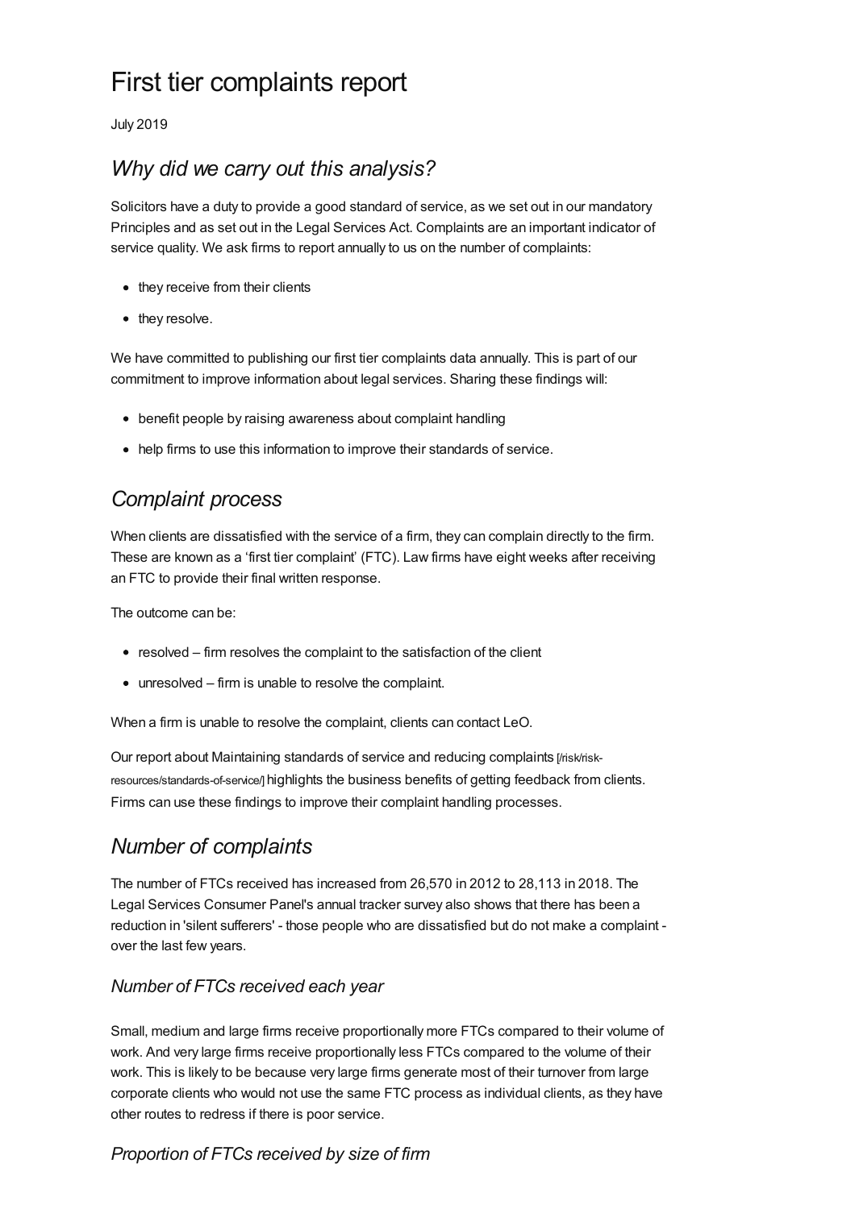# First tier complaints report

July 2019

## *Why did we carry out this analysis?*

Solicitors have a duty to provide a good standard of service, as we set out in our mandatory Principles and as set out in the Legal Services Act. Complaints are an important indicator of service quality. We ask firms to report annually to us on the number of complaints:

- they receive from their clients
- they resolve.

We have committed to publishing our first tier complaints data annually. This is part of our commitment to improve information about legal services. Sharing these findings will:

- benefit people by raising awareness about complaint handling
- help firms to use this information to improve their standards of service.

## *Complaint process*

When clients are dissatisfied with the service of a firm, they can complain directly to the firm. These are known as a 'first tier complaint' (FTC). Law firms have eight weeks after receiving an FTC to provide their final written response.

The outcome can be:

- resolved – firm resolves the complaint to the satisfaction of the client
- unresolved – firm is unable to resolve the complaint.

When a firm is unable to resolve the complaint, clients can contact LeO.

Our report about Maintaining standards of service and reducing complaints [/risk/risk-resources/standards-of-service/] highlights the business benefits of getting feedback from clients. Firms can use these findings to improve their complaint handling processes.

## *Number of complaints*

The number of FTCs received has increased from 26,570 in 2012 to 28,113 in 2018. The Legal Services Consumer Panel's annual tracker survey also shows that there has been a reduction in 'silent sufferers' - those people who are dissatisfied but do not make a complaint - over the last few years.

### *Number of FTCs received each year*

Small, medium and large firms receive proportionally more FTCs compared to their volume of work. And very large firms receive proportionally less FTCs compared to the volume of their work. This is likely to be because very large firms generate most of their turnover from large corporate clients who would not use the same FTC process as individual clients, as they have other routes to redress if there is poor service.

### *Proportion of FTCs received by size of firm*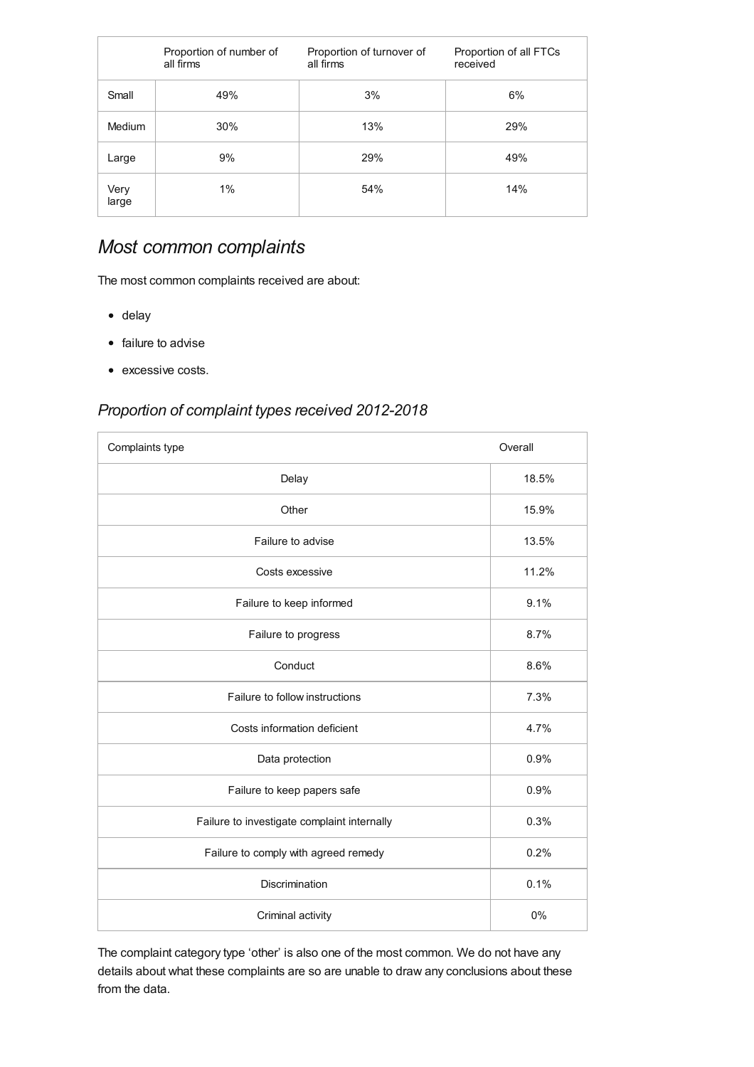| | Proportion of number of all firms | Proportion of turnover of all firms | Proportion of all FTCs received |
|---|---|---|---|
| Small | 49% | 3% | 6% |
| Medium | 30% | 13% | 29% |
| Large | 9% | 29% | 49% |
| Very large | 1% | 54% | 14% |

## *Most common complaints*

The most common complaints received are about:

- delay
- failure to advise
- excessive costs.

### *Proportion of complaint types received 2012-2018*

| Complaints type | Overall |
|---|---|
| Delay | 18.5% |
| Other | 15.9% |
| Failure to advise | 13.5% |
| Costs excessive | 11.2% |
| Failure to keep informed | 9.1% |
| Failure to progress | 8.7% |
| Conduct | 8.6% |
| Failure to follow instructions | 7.3% |
| Costs information deficient | 4.7% |
| Data protection | 0.9% |
| Failure to keep papers safe | 0.9% |
| Failure to investigate complaint internally | 0.3% |
| Failure to comply with agreed remedy | 0.2% |
| Discrimination | 0.1% |
| Criminal activity | 0% |

The complaint category type 'other' is also one of the most common. We do not have any details about what these complaints are so are unable to draw any conclusions about these from the data.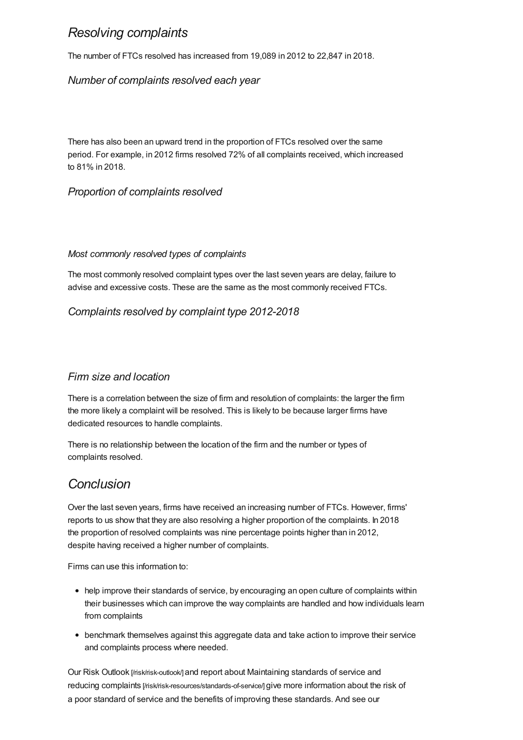## *Resolving complaints*

The number of FTCs resolved has increased from 19,089 in 2012 to 22,847 in 2018.

### *Number of complaints resolved each year*

There has also been an upward trend in the proportion of FTCs resolved over the same period. For example, in 2012 firms resolved 72% of all complaints received, which increased to 81% in 2018.

### *Proportion of complaints resolved*

#### *Most commonly resolved types of complaints*

The most commonly resolved complaint types over the last seven years are delay, failure to advise and excessive costs. These are the same as the most commonly received FTCs.

### *Complaints resolved by complaint type 2012-2018*

### *Firm size and location*

There is a correlation between the size of firm and resolution of complaints: the larger the firm the more likely a complaint will be resolved. This is likely to be because larger firms have dedicated resources to handle complaints.

There is no relationship between the location of the firm and the number or types of complaints resolved.

## *Conclusion*

Over the last seven years, firms have received an increasing number of FTCs. However, firms' reports to us show that they are also resolving a higher proportion of the complaints. In 2018 the proportion of resolved complaints was nine percentage points higher than in 2012, despite having received a higher number of complaints.

Firms can use this information to:

- help improve their standards of service, by encouraging an open culture of complaints within their businesses which can improve the way complaints are handled and how individuals learn from complaints
- benchmark themselves against this aggregate data and take action to improve their service and complaints process where needed.

Our Risk Outlook [/risk/risk-outlook/] and report about Maintaining standards of service and reducing complaints [/risk/risk-resources/standards-of-service/] give more information about the risk of a poor standard of service and the benefits of improving these standards. And see our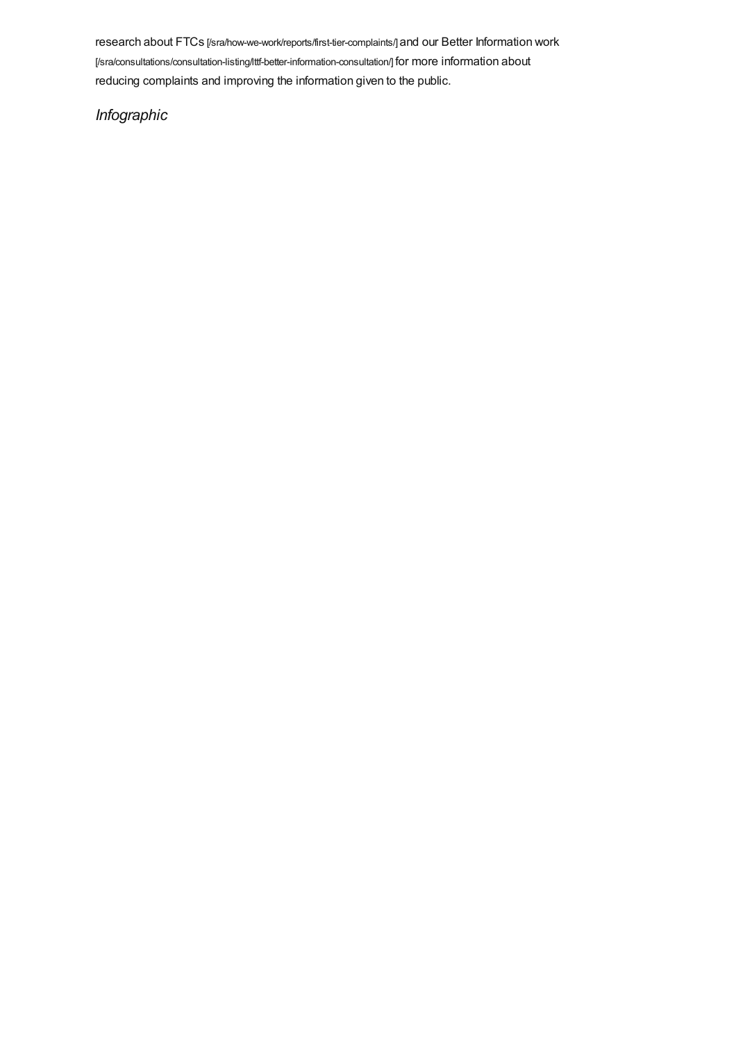research about FTCs [/sra/how-we-work/reports/first-tier-complaints/] and our Better Information work [/sra/consultations/consultation-listing/lttf-better-information-consultation/] for more information about reducing complaints and improving the information given to the public.

*Infographic*